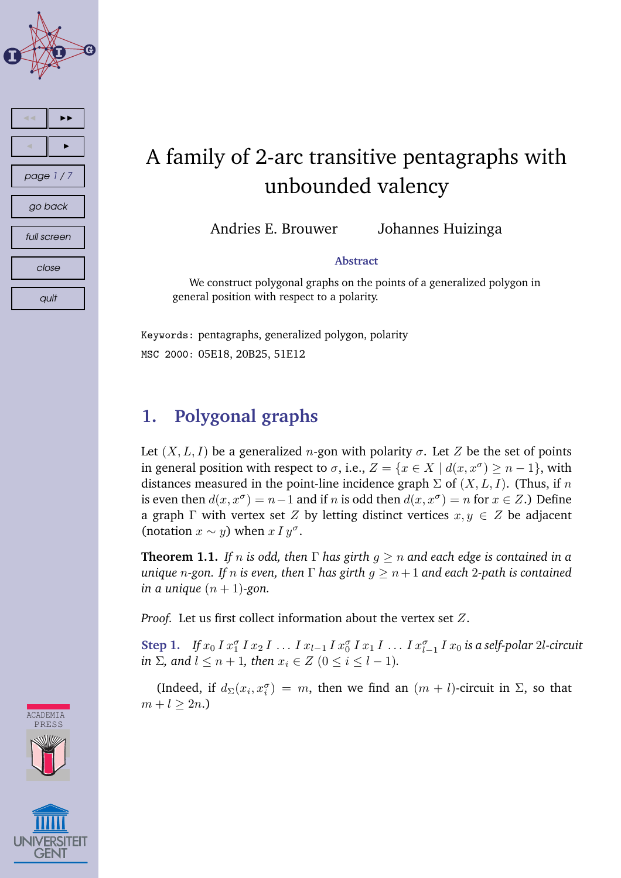# A family of 2-arc transitive pentagraphs with unbounded valency

Andries E. Brouwer Johannes Huizinga

**Abstract**

We construct polygonal graphs on the points of a generalized polygon in general position with respect to a polarity.

Keywords: pentagraphs, generalized polygon, polarity

MSC 2000: 05E18, 20B25, 51E12

## 1. Polygonal graphs

Let $(X, L, I)$ be a generalized $n$-gon with polarity $\sigma$. Let $Z$ be the set of points in general position with respect to $\sigma$, i.e., $Z = \{x \in X \mid d(x, x^\sigma) \geq n - 1\}$, with distances measured in the point-line incidence graph $\Sigma$ of $(X, L, I)$. (Thus, if $n$ is even then $d(x, x^\sigma) = n-1$ and if $n$ is odd then $d(x, x^\sigma) = n$ for $x \in Z$.) Define a graph $\Gamma$ with vertex set $Z$ by letting distinct vertices $x, y \in Z$ be adjacent (notation $x \sim y$) when $x \, I \, y^\sigma$.

**Theorem 1.1.** *If $n$ is odd, then $\Gamma$ has girth $g \geq n$ and each edge is contained in a unique $n$-gon. If $n$ is even, then $\Gamma$ has girth $g \geq n+1$ and each 2-path is contained in a unique $(n + 1)$-gon.*

*Proof.* Let us first collect information about the vertex set $Z$.

**Step 1.** *If $x_0 \, I \, x_1^\sigma \, I \, x_2 \, I \, \ldots \, I \, x_{l-1} \, I \, x_0^\sigma \, I \, x_1 \, I \, \ldots \, I \, x_{l-1}^\sigma \, I \, x_0$ is a self-polar $2l$-circuit in $\Sigma$, and $l \leq n + 1$, then $x_i \in Z$ $(0 \leq i \leq l - 1)$.*

(Indeed, if $d_\Sigma(x_i, x_i^\sigma) = m$, then we find an $(m + l)$-circuit in $\Sigma$, so that $m + l \geq 2n$.)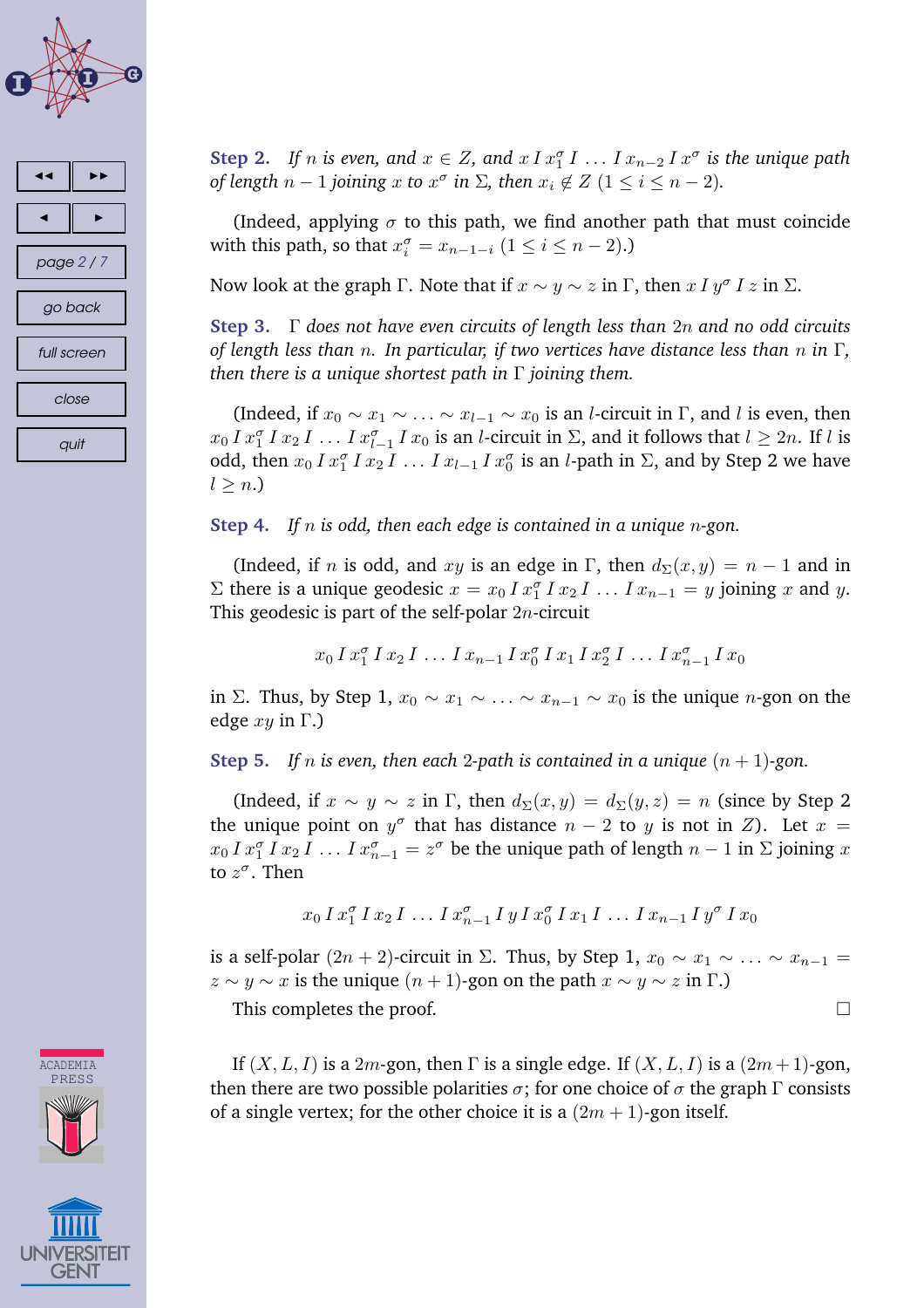**Step 2.** *If $n$ is even, and $x \in Z$, and $x \, I \, x_1^\sigma \, I \, \ldots \, I \, x_{n-2} \, I \, x^\sigma$ is the unique path of length $n-1$ joining $x$ to $x^\sigma$ in $\Sigma$, then $x_i \notin Z$ $(1 \le i \le n-2)$.*

(Indeed, applying $\sigma$ to this path, we find another path that must coincide with this path, so that $x_i^\sigma = x_{n-1-i}$ $(1 \le i \le n-2)$.)

Now look at the graph $\Gamma$. Note that if $x \sim y \sim z$ in $\Gamma$, then $x \, I \, y^\sigma \, I \, z$ in $\Sigma$.

**Step 3.** *$\Gamma$ does not have even circuits of length less than $2n$ and no odd circuits of length less than $n$. In particular, if two vertices have distance less than $n$ in $\Gamma$, then there is a unique shortest path in $\Gamma$ joining them.*

(Indeed, if $x_0 \sim x_1 \sim \ldots \sim x_{l-1} \sim x_0$ is an $l$-circuit in $\Gamma$, and $l$ is even, then $x_0 \, I \, x_1^\sigma \, I \, x_2 \, I \, \ldots \, I \, x_{l-1}^\sigma \, I \, x_0$ is an $l$-circuit in $\Sigma$, and it follows that $l \ge 2n$. If $l$ is odd, then $x_0 \, I \, x_1^\sigma \, I \, x_2 \, I \, \ldots \, I \, x_{l-1} \, I \, x_0^\sigma$ is an $l$-path in $\Sigma$, and by Step 2 we have $l \ge n$.)

**Step 4.** *If $n$ is odd, then each edge is contained in a unique $n$-gon.*

(Indeed, if $n$ is odd, and $xy$ is an edge in $\Gamma$, then $d_\Sigma(x,y) = n-1$ and in $\Sigma$ there is a unique geodesic $x = x_0 \, I \, x_1^\sigma \, I \, x_2 \, I \, \ldots \, I \, x_{n-1} = y$ joining $x$ and $y$. This geodesic is part of the self-polar $2n$-circuit

$$x_0 \, I \, x_1^\sigma \, I \, x_2 \, I \, \ldots \, I \, x_{n-1} \, I \, x_0^\sigma \, I \, x_1 \, I \, x_2^\sigma \, I \, \ldots \, I \, x_{n-1}^\sigma \, I \, x_0$$

in $\Sigma$. Thus, by Step 1, $x_0 \sim x_1 \sim \ldots \sim x_{n-1} \sim x_0$ is the unique $n$-gon on the edge $xy$ in $\Gamma$.)

**Step 5.** *If $n$ is even, then each 2-path is contained in a unique $(n+1)$-gon.*

(Indeed, if $x \sim y \sim z$ in $\Gamma$, then $d_\Sigma(x,y) = d_\Sigma(y,z) = n$ (since by Step 2 the unique point on $y^\sigma$ that has distance $n-2$ to $y$ is not in $Z$). Let $x = x_0 \, I \, x_1^\sigma \, I \, x_2 \, I \, \ldots \, I \, x_{n-1}^\sigma = z^\sigma$ be the unique path of length $n-1$ in $\Sigma$ joining $x$ to $z^\sigma$. Then

$$x_0 \, I \, x_1^\sigma \, I \, x_2 \, I \, \ldots \, I \, x_{n-1}^\sigma \, I \, y \, I \, x_0^\sigma \, I \, x_1 \, I \, \ldots \, I \, x_{n-1} \, I \, y^\sigma \, I \, x_0$$

is a self-polar $(2n+2)$-circuit in $\Sigma$. Thus, by Step 1, $x_0 \sim x_1 \sim \ldots \sim x_{n-1} = z \sim y \sim x$ is the unique $(n+1)$-gon on the path $x \sim y \sim z$ in $\Gamma$.)

This completes the proof. □

If $(X, L, I)$ is a $2m$-gon, then $\Gamma$ is a single edge. If $(X, L, I)$ is a $(2m+1)$-gon, then there are two possible polarities $\sigma$; for one choice of $\sigma$ the graph $\Gamma$ consists of a single vertex; for the other choice it is a $(2m+1)$-gon itself.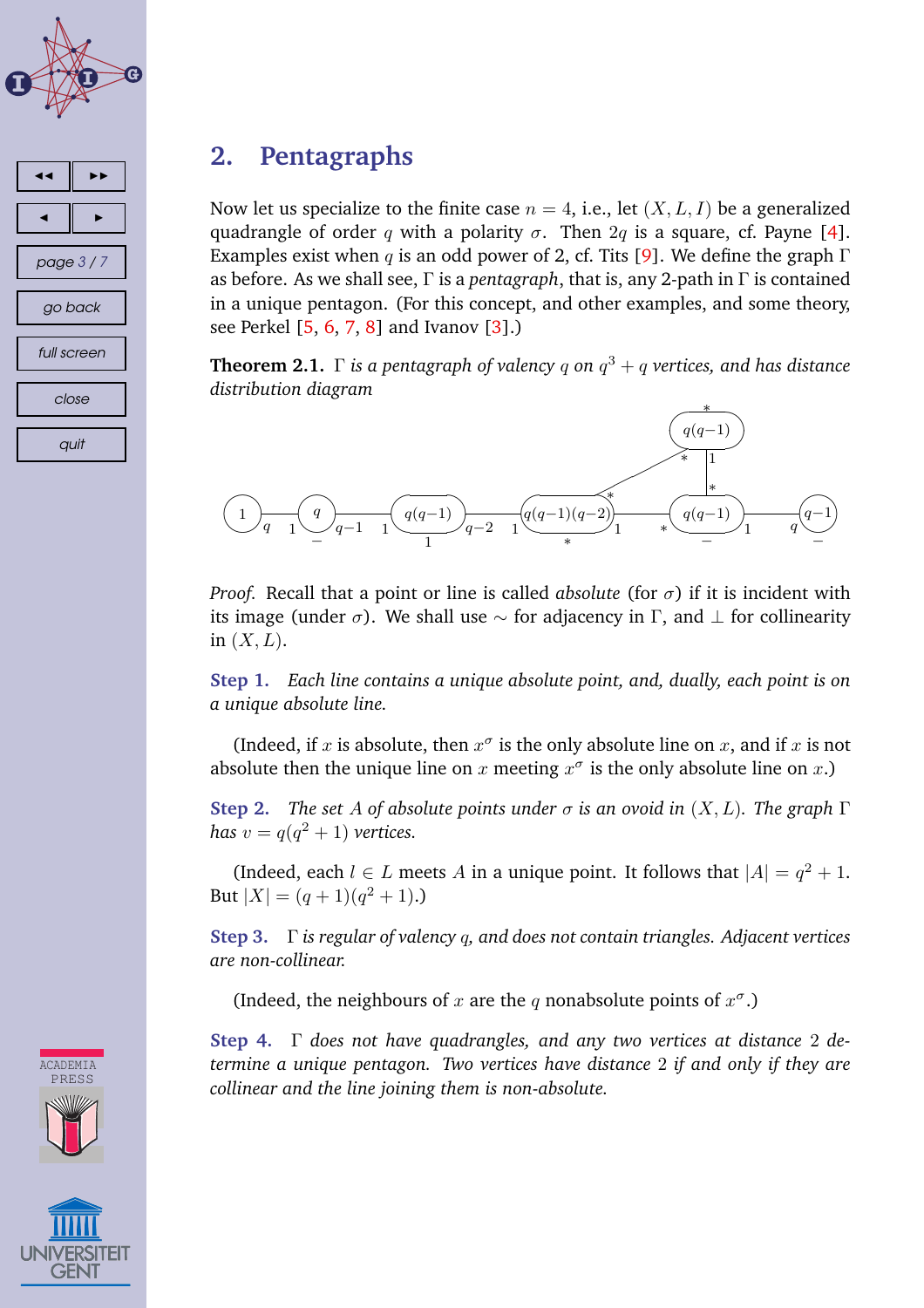## 2. Pentagraphs

Now let us specialize to the finite case $n = 4$, i.e., let $(X, L, I)$ be a generalized quadrangle of order $q$ with a polarity $\sigma$. Then $2q$ is a square, cf. Payne [4]. Examples exist when $q$ is an odd power of 2, cf. Tits [9]. We define the graph $\Gamma$ as before. As we shall see, $\Gamma$ is a *pentagraph*, that is, any 2-path in $\Gamma$ is contained in a unique pentagon. (For this concept, and other examples, and some theory, see Perkel [5, 6, 7, 8] and Ivanov [3].)

**Theorem 2.1.** *$\Gamma$ is a pentagraph of valency $q$ on $q^3 + q$ vertices, and has distance distribution diagram*

*Proof.* Recall that a point or line is called *absolute* (for $\sigma$) if it is incident with its image (under $\sigma$). We shall use $\sim$ for adjacency in $\Gamma$, and $\perp$ for collinearity in $(X, L)$.

**Step 1.** *Each line contains a unique absolute point, and, dually, each point is on a unique absolute line.*

(Indeed, if $x$ is absolute, then $x^\sigma$ is the only absolute line on $x$, and if $x$ is not absolute then the unique line on $x$ meeting $x^\sigma$ is the only absolute line on $x$.)

**Step 2.** *The set $A$ of absolute points under $\sigma$ is an ovoid in $(X, L)$. The graph $\Gamma$ has $v = q(q^2 + 1)$ vertices.*

(Indeed, each $l \in L$ meets $A$ in a unique point. It follows that $|A| = q^2 + 1$. But $|X| = (q + 1)(q^2 + 1)$.)

**Step 3.** *$\Gamma$ is regular of valency $q$, and does not contain triangles. Adjacent vertices are non-collinear.*

(Indeed, the neighbours of $x$ are the $q$ nonabsolute points of $x^\sigma$.)

**Step 4.** *$\Gamma$ does not have quadrangles, and any two vertices at distance 2 determine a unique pentagon. Two vertices have distance 2 if and only if they are collinear and the line joining them is non-absolute.*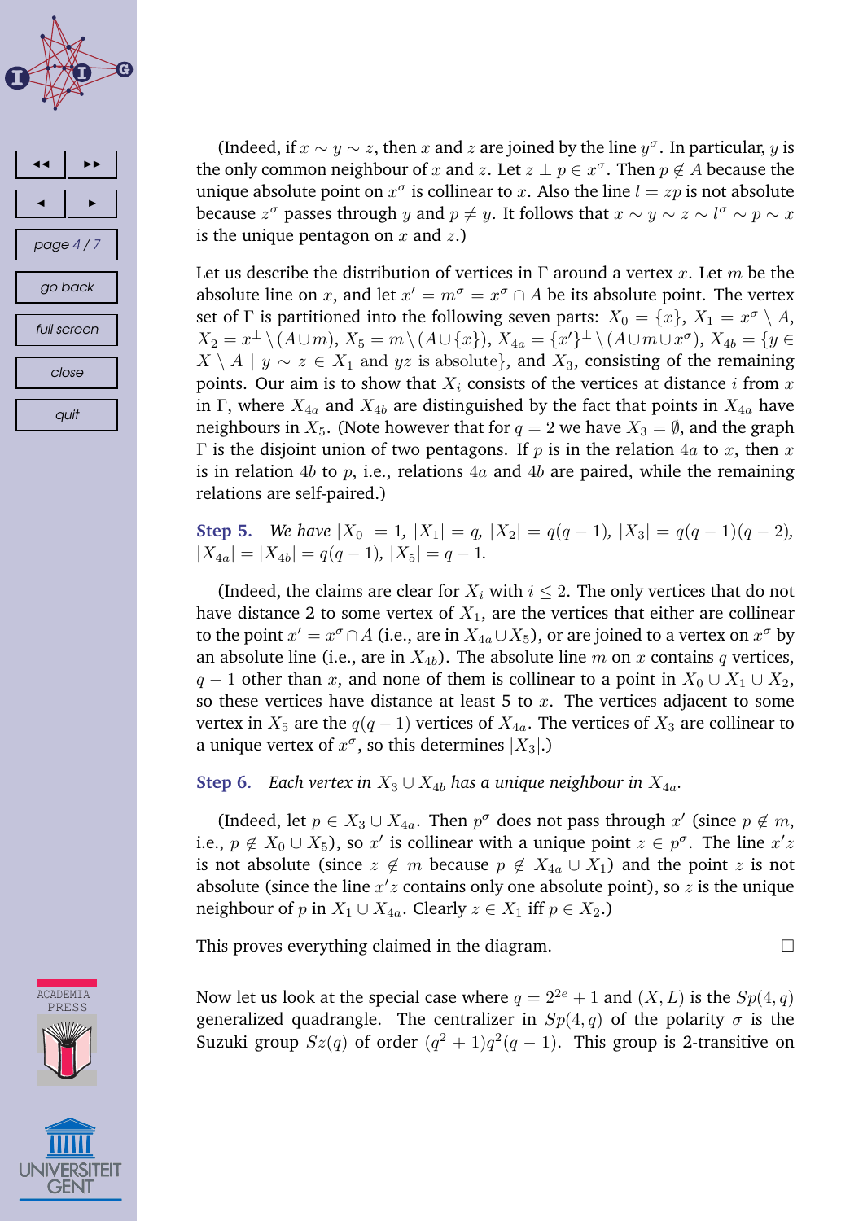(Indeed, if $x \sim y \sim z$, then $x$ and $z$ are joined by the line $y^\sigma$. In particular, $y$ is the only common neighbour of $x$ and $z$. Let $z \perp p \in x^\sigma$. Then $p \notin A$ because the unique absolute point on $x^\sigma$ is collinear to $x$. Also the line $l = zp$ is not absolute because $z^\sigma$ passes through $y$ and $p \neq y$. It follows that $x \sim y \sim z \sim l^\sigma \sim p \sim x$ is the unique pentagon on $x$ and $z$.)

Let us describe the distribution of vertices in $\Gamma$ around a vertex $x$. Let $m$ be the absolute line on $x$, and let $x' = m^\sigma = x^\sigma \cap A$ be its absolute point. The vertex set of $\Gamma$ is partitioned into the following seven parts: $X_0 = \{x\}$, $X_1 = x^\sigma \setminus A$, $X_2 = x^\perp \setminus (A \cup m)$, $X_5 = m \setminus (A \cup \{x\})$, $X_{4a} = \{x'\}^\perp \setminus (A \cup m \cup x^\sigma)$, $X_{4b} = \{y \in X \setminus A \mid y \sim z \in X_1 \text{ and } yz \text{ is absolute}\}$, and $X_3$, consisting of the remaining points. Our aim is to show that $X_i$ consists of the vertices at distance $i$ from $x$ in $\Gamma$, where $X_{4a}$ and $X_{4b}$ are distinguished by the fact that points in $X_{4a}$ have neighbours in $X_5$. (Note however that for $q = 2$ we have $X_3 = \emptyset$, and the graph $\Gamma$ is the disjoint union of two pentagons. If $p$ is in the relation $4a$ to $x$, then $x$ is in relation $4b$ to $p$, i.e., relations $4a$ and $4b$ are paired, while the remaining relations are self-paired.)

**Step 5.** *We have* $|X_0| = 1$, $|X_1| = q$, $|X_2| = q(q-1)$, $|X_3| = q(q-1)(q-2)$, $|X_{4a}| = |X_{4b}| = q(q-1)$, $|X_5| = q-1$.

(Indeed, the claims are clear for $X_i$ with $i \leq 2$. The only vertices that do not have distance 2 to some vertex of $X_1$, are the vertices that either are collinear to the point $x' = x^\sigma \cap A$ (i.e., are in $X_{4a} \cup X_5$), or are joined to a vertex on $x^\sigma$ by an absolute line (i.e., are in $X_{4b}$). The absolute line $m$ on $x$ contains $q$ vertices, $q-1$ other than $x$, and none of them is collinear to a point in $X_0 \cup X_1 \cup X_2$, so these vertices have distance at least 5 to $x$. The vertices adjacent to some vertex in $X_5$ are the $q(q-1)$ vertices of $X_{4a}$. The vertices of $X_3$ are collinear to a unique vertex of $x^\sigma$, so this determines $|X_3|$.)

**Step 6.** *Each vertex in* $X_3 \cup X_{4b}$ *has a unique neighbour in* $X_{4a}$.

(Indeed, let $p \in X_3 \cup X_{4a}$. Then $p^\sigma$ does not pass through $x'$ (since $p \notin m$, i.e., $p \notin X_0 \cup X_5$), so $x'$ is collinear with a unique point $z \in p^\sigma$. The line $x'z$ is not absolute (since $z \notin m$ because $p \notin X_{4a} \cup X_1$) and the point $z$ is not absolute (since the line $x'z$ contains only one absolute point), so $z$ is the unique neighbour of $p$ in $X_1 \cup X_{4a}$. Clearly $z \in X_1$ iff $p \in X_2$.)

This proves everything claimed in the diagram. □

Now let us look at the special case where $q = 2^{2e} + 1$ and $(X, L)$ is the $Sp(4, q)$ generalized quadrangle. The centralizer in $Sp(4, q)$ of the polarity $\sigma$ is the Suzuki group $Sz(q)$ of order $(q^2 + 1)q^2(q - 1)$. This group is 2-transitive on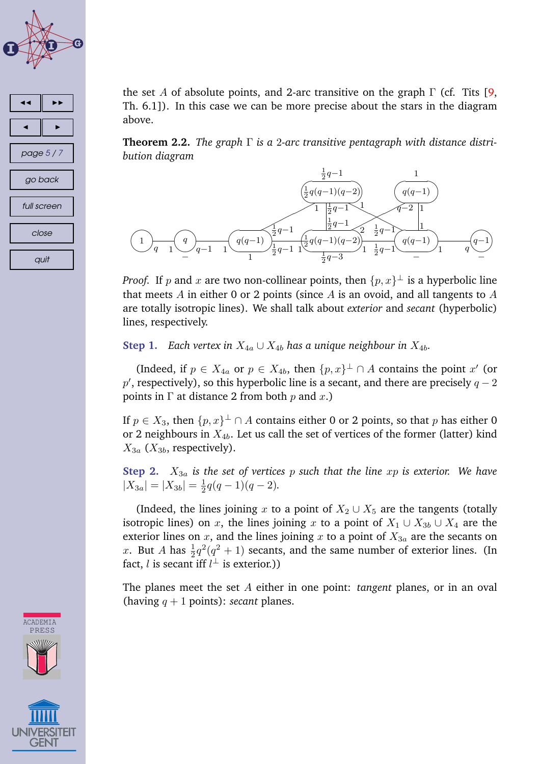the set $A$ of absolute points, and 2-arc transitive on the graph $\Gamma$ (cf. Tits [9, Th. 6.1]). In this case we can be more precise about the stars in the diagram above.

**Theorem 2.2.** *The graph $\Gamma$ is a 2-arc transitive pentagraph with distance distribution diagram*

**Proof.** *Proof.* If $p$ and $x$ are two non-collinear points, then $\{p, x\}^\perp$ is a hyperbolic line that meets $A$ in either 0 or 2 points (since $A$ is an ovoid, and all tangents to $A$ are totally isotropic lines). We shall talk about *exterior* and *secant* (hyperbolic) lines, respectively.

**Step 1.** *Each vertex in $X_{4a} \cup X_{4b}$ has a unique neighbour in $X_{4b}$.*

(Indeed, if $p \in X_{4a}$ or $p \in X_{4b}$, then $\{p, x\}^\perp \cap A$ contains the point $x'$ (or $p'$, respectively), so this hyperbolic line is a secant, and there are precisely $q-2$ points in $\Gamma$ at distance 2 from both $p$ and $x$.)

If $p \in X_3$, then $\{p, x\}^\perp \cap A$ contains either 0 or 2 points, so that $p$ has either 0 or 2 neighbours in $X_{4b}$. Let us call the set of vertices of the former (latter) kind $X_{3a}$ ($X_{3b}$, respectively).

**Step 2.** *$X_{3a}$ is the set of vertices $p$ such that the line $xp$ is exterior. We have $|X_{3a}| = |X_{3b}| = \frac{1}{2}q(q-1)(q-2)$.*

(Indeed, the lines joining $x$ to a point of $X_2 \cup X_5$ are the tangents (totally isotropic lines) on $x$, the lines joining $x$ to a point of $X_1 \cup X_{3b} \cup X_4$ are the exterior lines on $x$, and the lines joining $x$ to a point of $X_{3a}$ are the secants on $x$. But $A$ has $\frac{1}{2}q^2(q^2+1)$ secants, and the same number of exterior lines. (In fact, $l$ is secant iff $l^\perp$ is exterior.))

The planes meet the set $A$ either in one point: *tangent* planes, or in an oval (having $q+1$ points): *secant* planes.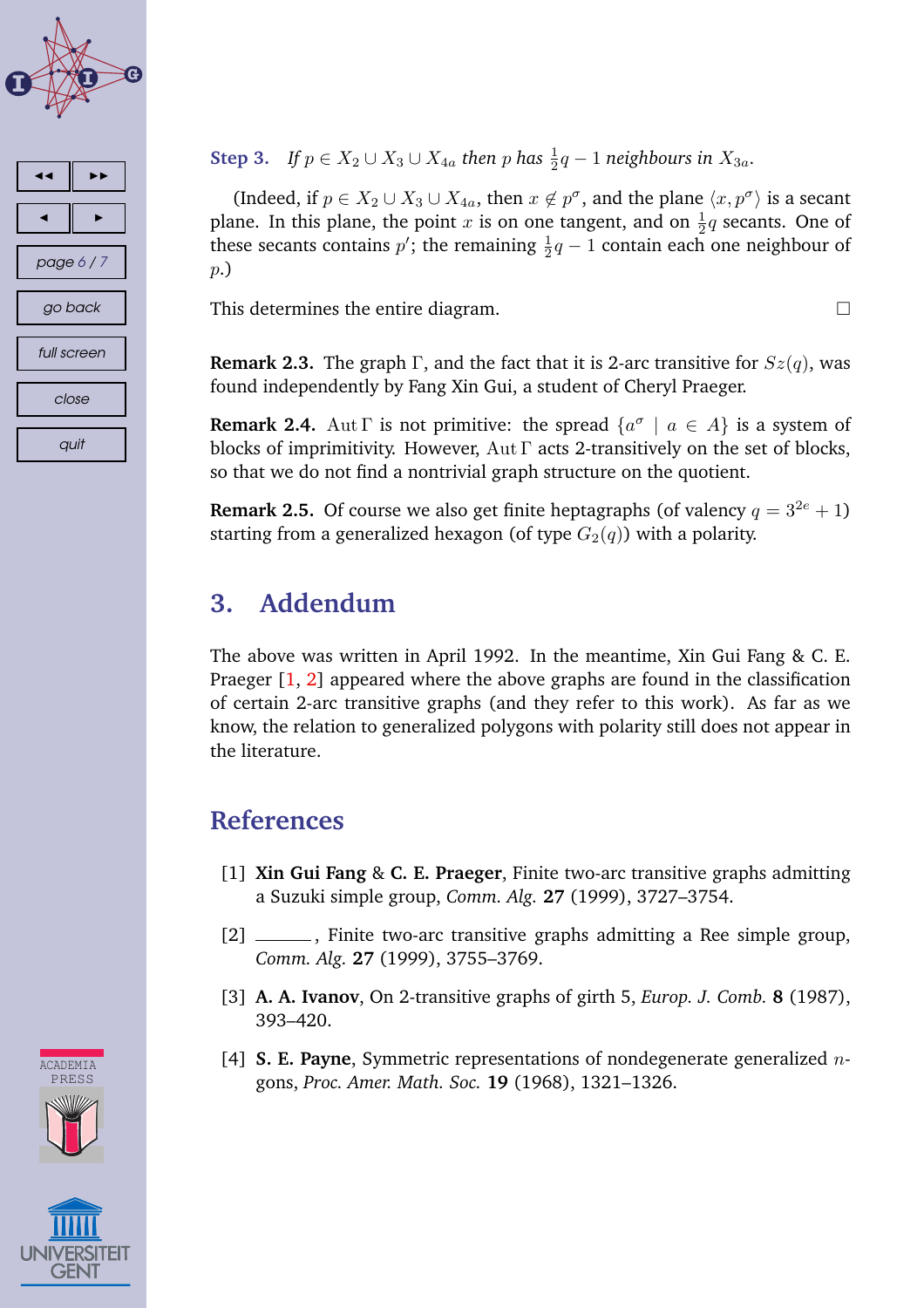**Step 3.** *If $p \in X_2 \cup X_3 \cup X_{4a}$ then $p$ has $\frac{1}{2}q - 1$ neighbours in $X_{3a}$.*

(Indeed, if $p \in X_2 \cup X_3 \cup X_{4a}$, then $x \notin p^\sigma$, and the plane $\langle x, p^\sigma \rangle$ is a secant plane. In this plane, the point $x$ is on one tangent, and on $\frac{1}{2}q$ secants. One of these secants contains $p'$; the remaining $\frac{1}{2}q - 1$ contain each one neighbour of $p$.)

This determines the entire diagram. □

**Remark 2.3.** The graph $\Gamma$, and the fact that it is 2-arc transitive for $Sz(q)$, was found independently by Fang Xin Gui, a student of Cheryl Praeger.

**Remark 2.4.** $\operatorname{Aut}\Gamma$ is not primitive: the spread $\{a^\sigma \mid a \in A\}$ is a system of blocks of imprimitivity. However, $\operatorname{Aut}\Gamma$ acts 2-transitively on the set of blocks, so that we do not find a nontrivial graph structure on the quotient.

**Remark 2.5.** Of course we also get finite heptagraphs (of valency $q = 3^{2e} + 1$) starting from a generalized hexagon (of type $G_2(q)$) with a polarity.

## 3. Addendum

The above was written in April 1992. In the meantime, Xin Gui Fang & C. E. Praeger [1, 2] appeared where the above graphs are found in the classification of certain 2-arc transitive graphs (and they refer to this work). As far as we know, the relation to generalized polygons with polarity still does not appear in the literature.

## References

[1] **Xin Gui Fang** & **C. E. Praeger**, Finite two-arc transitive graphs admitting a Suzuki simple group, *Comm. Alg.* **27** (1999), 3727–3754.

[2] ———, Finite two-arc transitive graphs admitting a Ree simple group, *Comm. Alg.* **27** (1999), 3755–3769.

[3] **A. A. Ivanov**, On 2-transitive graphs of girth 5, *Europ. J. Comb.* **8** (1987), 393–420.

[4] **S. E. Payne**, Symmetric representations of nondegenerate generalized $n$-gons, *Proc. Amer. Math. Soc.* **19** (1968), 1321–1326.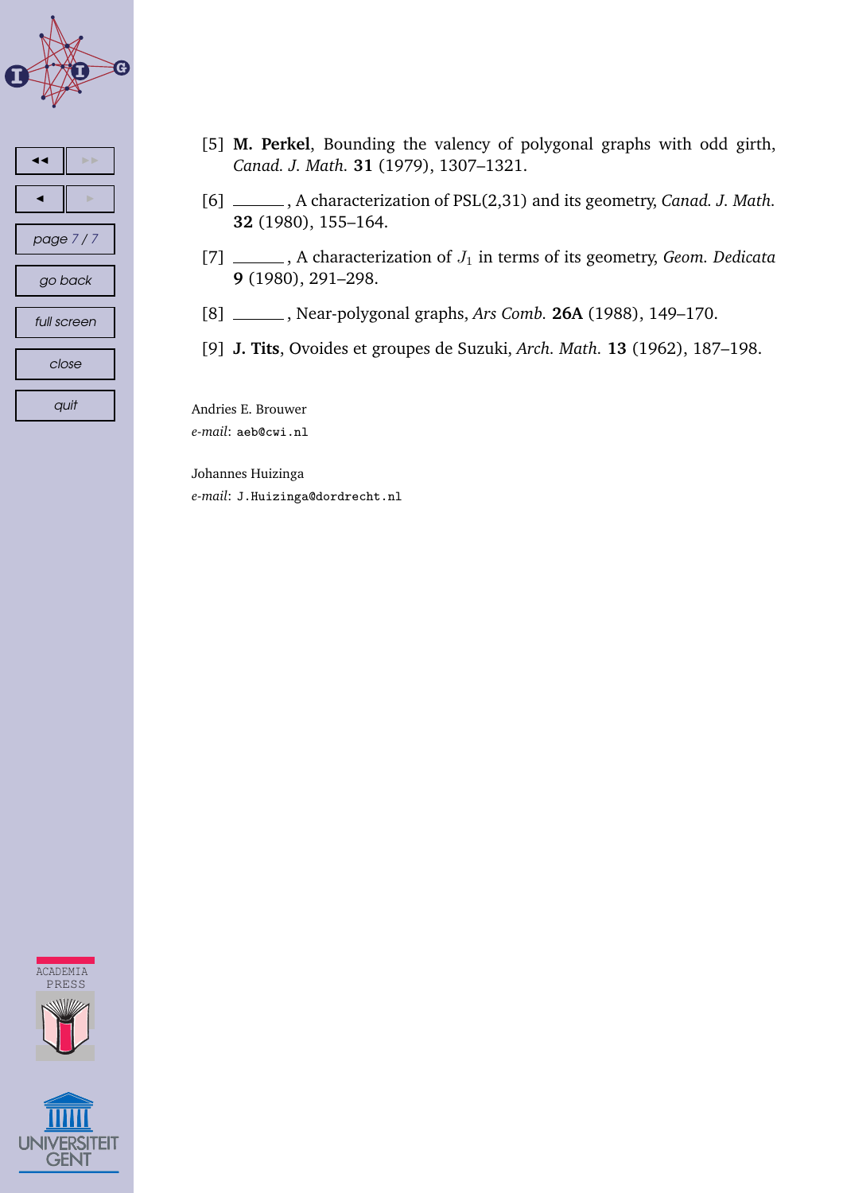[5] **M. Perkel**, Bounding the valency of polygonal graphs with odd girth, *Canad. J. Math.* **31** (1979), 1307–1321.

[6] ______, A characterization of PSL(2,31) and its geometry, *Canad. J. Math.* **32** (1980), 155–164.

[7] ______, A characterization of $J_1$ in terms of its geometry, *Geom. Dedicata* **9** (1980), 291–298.

[8] ______, Near-polygonal graphs, *Ars Comb.* **26A** (1988), 149–170.

[9] **J. Tits**, Ovoides et groupes de Suzuki, *Arch. Math.* **13** (1962), 187–198.

Andries E. Brouwer
*e-mail*: `aeb@cwi.nl`

Johannes Huizinga
*e-mail*: `J.Huizinga@dordrecht.nl`